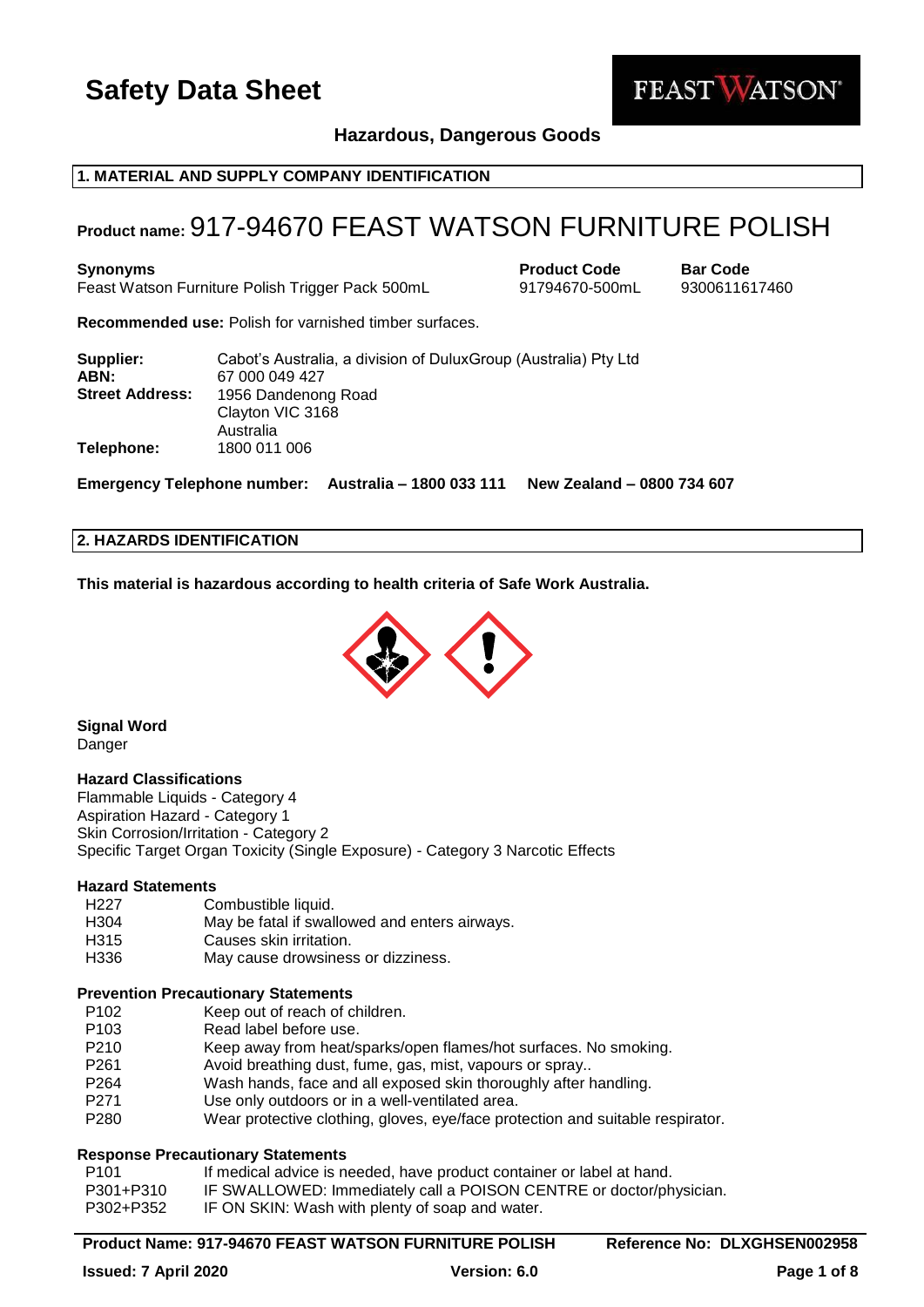# Safety Data Sheet

FEAST WATSON

**Hazardous, Dangerous Goods**

## 1. MATERIAL AND SUPPLY COMPANY IDENTIFICATION

**Product name:** 917-94670 FEAST WATSON FURNITURE POLISH

| **Synonyms** | **Product Code** | **Bar Code** |
| --- | --- | --- |
| Feast Watson Furniture Polish Trigger Pack 500mL | 91794670-500mL | 9300611617460 |

**Recommended use:** Polish for varnished timber surfaces.

**Supplier:** Cabot's Australia, a division of DuluxGroup (Australia) Pty Ltd
**ABN:** 67 000 049 427
**Street Address:** 1956 Dandenong Road
Clayton VIC 3168
Australia
**Telephone:** 1800 011 006

**Emergency Telephone number: Australia – 1800 033 111 New Zealand – 0800 734 607**

## 2. HAZARDS IDENTIFICATION

**This material is hazardous according to health criteria of Safe Work Australia.**

**Signal Word**
Danger

**Hazard Classifications**
Flammable Liquids - Category 4
Aspiration Hazard - Category 1
Skin Corrosion/Irritation - Category 2
Specific Target Organ Toxicity (Single Exposure) - Category 3 Narcotic Effects

**Hazard Statements**

| | |
| --- | --- |
| H227 | Combustible liquid. |
| H304 | May be fatal if swallowed and enters airways. |
| H315 | Causes skin irritation. |
| H336 | May cause drowsiness or dizziness. |

**Prevention Precautionary Statements**

| | |
| --- | --- |
| P102 | Keep out of reach of children. |
| P103 | Read label before use. |
| P210 | Keep away from heat/sparks/open flames/hot surfaces. No smoking. |
| P261 | Avoid breathing dust, fume, gas, mist, vapours or spray.. |
| P264 | Wash hands, face and all exposed skin thoroughly after handling. |
| P271 | Use only outdoors or in a well-ventilated area. |
| P280 | Wear protective clothing, gloves, eye/face protection and suitable respirator. |

**Response Precautionary Statements**

| | |
| --- | --- |
| P101 | If medical advice is needed, have product container or label at hand. |
| P301+P310 | IF SWALLOWED: Immediately call a POISON CENTRE or doctor/physician. |
| P302+P352 | IF ON SKIN: Wash with plenty of soap and water. |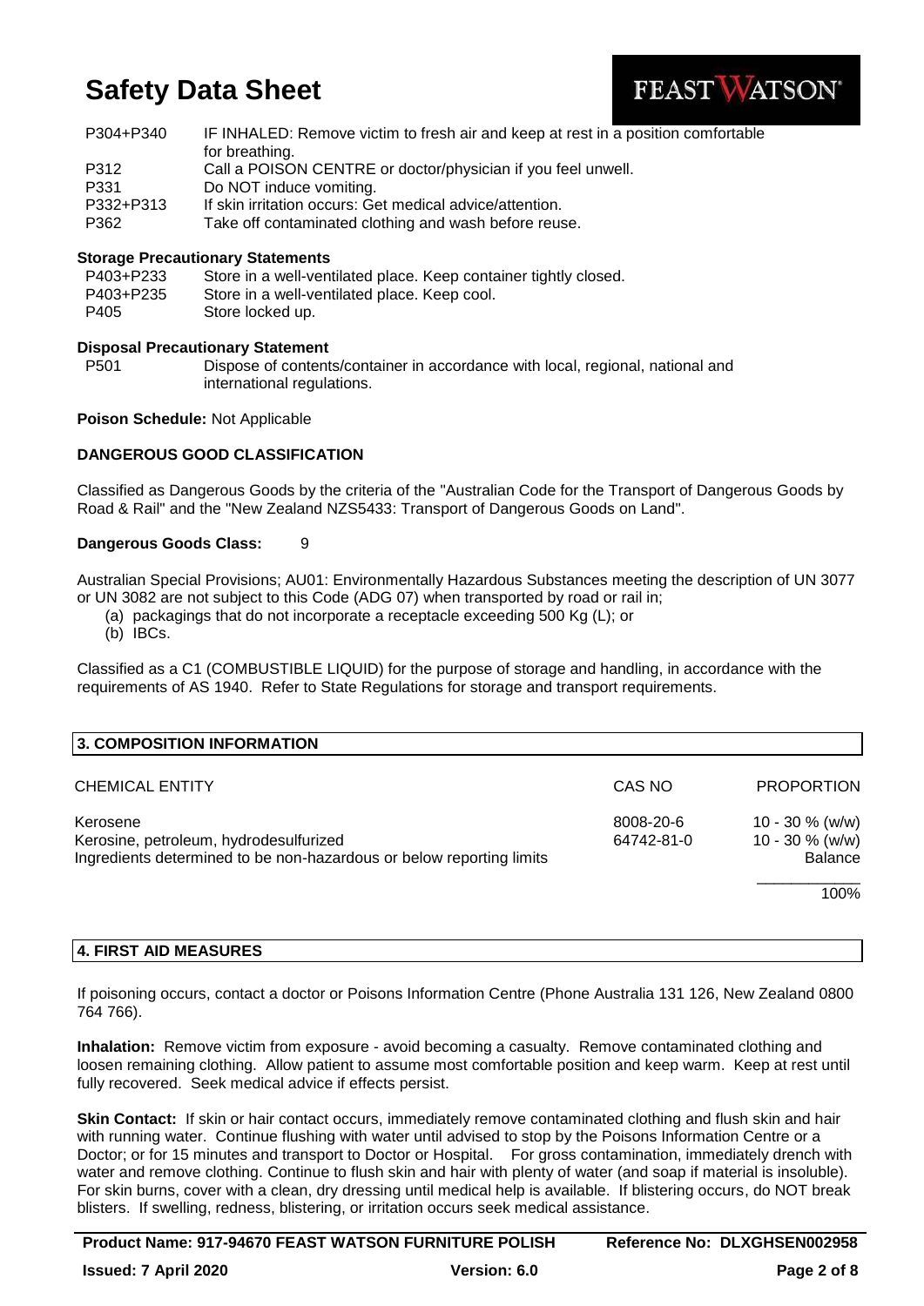| | |
|---|---|
| P304+P340 | IF INHALED: Remove victim to fresh air and keep at rest in a position comfortable for breathing. |
| P312 | Call a POISON CENTRE or doctor/physician if you feel unwell. |
| P331 | Do NOT induce vomiting. |
| P332+P313 | If skin irritation occurs: Get medical advice/attention. |
| P362 | Take off contaminated clothing and wash before reuse. |

**Storage Precautionary Statements**

| | |
|---|---|
| P403+P233 | Store in a well-ventilated place. Keep container tightly closed. |
| P403+P235 | Store in a well-ventilated place. Keep cool. |
| P405 | Store locked up. |

**Disposal Precautionary Statement**

| | |
|---|---|
| P501 | Dispose of contents/container in accordance with local, regional, national and international regulations. |

**Poison Schedule:** Not Applicable

**DANGEROUS GOOD CLASSIFICATION**

Classified as Dangerous Goods by the criteria of the "Australian Code for the Transport of Dangerous Goods by Road & Rail" and the "New Zealand NZS5433: Transport of Dangerous Goods on Land".

**Dangerous Goods Class:** 9

Australian Special Provisions; AU01: Environmentally Hazardous Substances meeting the description of UN 3077 or UN 3082 are not subject to this Code (ADG 07) when transported by road or rail in;

(a) packagings that do not incorporate a receptacle exceeding 500 Kg (L); or
(b) IBCs.

Classified as a C1 (COMBUSTIBLE LIQUID) for the purpose of storage and handling, in accordance with the requirements of AS 1940. Refer to State Regulations for storage and transport requirements.

## 3. COMPOSITION INFORMATION

| CHEMICAL ENTITY | CAS NO | PROPORTION |
|---|---|---|
| Kerosene | 8008-20-6 | 10 - 30 % (w/w) |
| Kerosine, petroleum, hydrodesulfurized | 64742-81-0 | 10 - 30 % (w/w) |
| Ingredients determined to be non-hazardous or below reporting limits | | Balance |
| | | 100% |

## 4. FIRST AID MEASURES

If poisoning occurs, contact a doctor or Poisons Information Centre (Phone Australia 131 126, New Zealand 0800 764 766).

**Inhalation:** Remove victim from exposure - avoid becoming a casualty. Remove contaminated clothing and loosen remaining clothing. Allow patient to assume most comfortable position and keep warm. Keep at rest until fully recovered. Seek medical advice if effects persist.

**Skin Contact:** If skin or hair contact occurs, immediately remove contaminated clothing and flush skin and hair with running water. Continue flushing with water until advised to stop by the Poisons Information Centre or a Doctor; or for 15 minutes and transport to Doctor or Hospital. For gross contamination, immediately drench with water and remove clothing. Continue to flush skin and hair with plenty of water (and soap if material is insoluble). For skin burns, cover with a clean, dry dressing until medical help is available. If blistering occurs, do NOT break blisters. If swelling, redness, blistering, or irritation occurs seek medical assistance.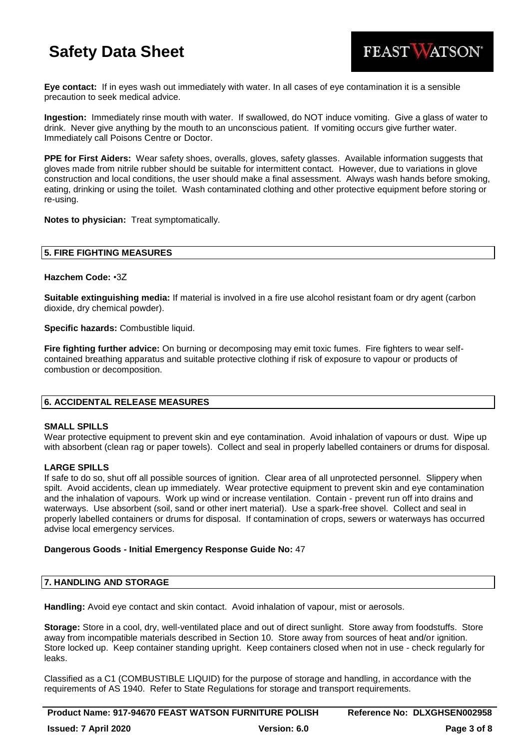**Eye contact:** If in eyes wash out immediately with water. In all cases of eye contamination it is a sensible precaution to seek medical advice.

**Ingestion:** Immediately rinse mouth with water. If swallowed, do NOT induce vomiting. Give a glass of water to drink. Never give anything by the mouth to an unconscious patient. If vomiting occurs give further water. Immediately call Poisons Centre or Doctor.

**PPE for First Aiders:** Wear safety shoes, overalls, gloves, safety glasses. Available information suggests that gloves made from nitrile rubber should be suitable for intermittent contact. However, due to variations in glove construction and local conditions, the user should make a final assessment. Always wash hands before smoking, eating, drinking or using the toilet. Wash contaminated clothing and other protective equipment before storing or re-using.

**Notes to physician:** Treat symptomatically.

## 5. FIRE FIGHTING MEASURES

**Hazchem Code:** •3Z

**Suitable extinguishing media:** If material is involved in a fire use alcohol resistant foam or dry agent (carbon dioxide, dry chemical powder).

**Specific hazards:** Combustible liquid.

**Fire fighting further advice:** On burning or decomposing may emit toxic fumes. Fire fighters to wear self-contained breathing apparatus and suitable protective clothing if risk of exposure to vapour or products of combustion or decomposition.

## 6. ACCIDENTAL RELEASE MEASURES

**SMALL SPILLS**

Wear protective equipment to prevent skin and eye contamination. Avoid inhalation of vapours or dust. Wipe up with absorbent (clean rag or paper towels). Collect and seal in properly labelled containers or drums for disposal.

**LARGE SPILLS**

If safe to do so, shut off all possible sources of ignition. Clear area of all unprotected personnel. Slippery when spilt. Avoid accidents, clean up immediately. Wear protective equipment to prevent skin and eye contamination and the inhalation of vapours. Work up wind or increase ventilation. Contain - prevent run off into drains and waterways. Use absorbent (soil, sand or other inert material). Use a spark-free shovel. Collect and seal in properly labelled containers or drums for disposal. If contamination of crops, sewers or waterways has occurred advise local emergency services.

**Dangerous Goods - Initial Emergency Response Guide No:** 47

## 7. HANDLING AND STORAGE

**Handling:** Avoid eye contact and skin contact. Avoid inhalation of vapour, mist or aerosols.

**Storage:** Store in a cool, dry, well-ventilated place and out of direct sunlight. Store away from foodstuffs. Store away from incompatible materials described in Section 10. Store away from sources of heat and/or ignition. Store locked up. Keep container standing upright. Keep containers closed when not in use - check regularly for leaks.

Classified as a C1 (COMBUSTIBLE LIQUID) for the purpose of storage and handling, in accordance with the requirements of AS 1940. Refer to State Regulations for storage and transport requirements.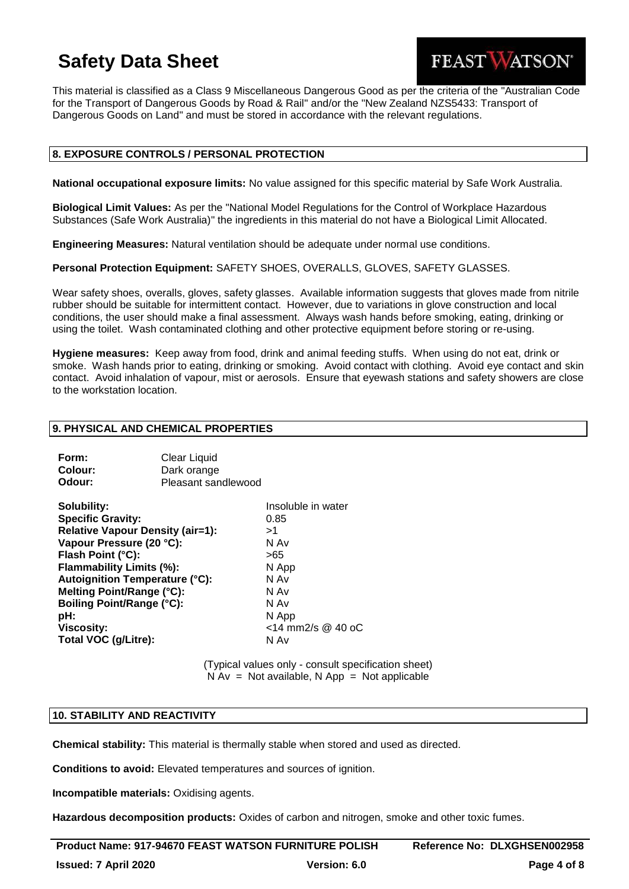This material is classified as a Class 9 Miscellaneous Dangerous Good as per the criteria of the "Australian Code for the Transport of Dangerous Goods by Road & Rail" and/or the "New Zealand NZS5433: Transport of Dangerous Goods on Land" and must be stored in accordance with the relevant regulations.

## 8. EXPOSURE CONTROLS / PERSONAL PROTECTION

**National occupational exposure limits:** No value assigned for this specific material by Safe Work Australia.

**Biological Limit Values:** As per the "National Model Regulations for the Control of Workplace Hazardous Substances (Safe Work Australia)" the ingredients in this material do not have a Biological Limit Allocated.

**Engineering Measures:** Natural ventilation should be adequate under normal use conditions.

**Personal Protection Equipment:** SAFETY SHOES, OVERALLS, GLOVES, SAFETY GLASSES.

Wear safety shoes, overalls, gloves, safety glasses. Available information suggests that gloves made from nitrile rubber should be suitable for intermittent contact. However, due to variations in glove construction and local conditions, the user should make a final assessment. Always wash hands before smoking, eating, drinking or using the toilet. Wash contaminated clothing and other protective equipment before storing or re-using.

**Hygiene measures:** Keep away from food, drink and animal feeding stuffs. When using do not eat, drink or smoke. Wash hands prior to eating, drinking or smoking. Avoid contact with clothing. Avoid eye contact and skin contact. Avoid inhalation of vapour, mist or aerosols. Ensure that eyewash stations and safety showers are close to the workstation location.

## 9. PHYSICAL AND CHEMICAL PROPERTIES

| | |
|---|---|
| **Form:** | Clear Liquid |
| **Colour:** | Dark orange |
| **Odour:** | Pleasant sandlewood |

| | |
|---|---|
| **Solubility:** | Insoluble in water |
| **Specific Gravity:** | 0.85 |
| **Relative Vapour Density (air=1):** | >1 |
| **Vapour Pressure (20 °C):** | N Av |
| **Flash Point (°C):** | >65 |
| **Flammability Limits (%):** | N App |
| **Autoignition Temperature (°C):** | N Av |
| **Melting Point/Range (°C):** | N Av |
| **Boiling Point/Range (°C):** | N Av |
| **pH:** | N App |
| **Viscosity:** | <14 mm2/s @ 40 oC |
| **Total VOC (g/Litre):** | N Av |

(Typical values only - consult specification sheet)
N Av = Not available, N App = Not applicable

## 10. STABILITY AND REACTIVITY

**Chemical stability:** This material is thermally stable when stored and used as directed.

**Conditions to avoid:** Elevated temperatures and sources of ignition.

**Incompatible materials:** Oxidising agents.

**Hazardous decomposition products:** Oxides of carbon and nitrogen, smoke and other toxic fumes.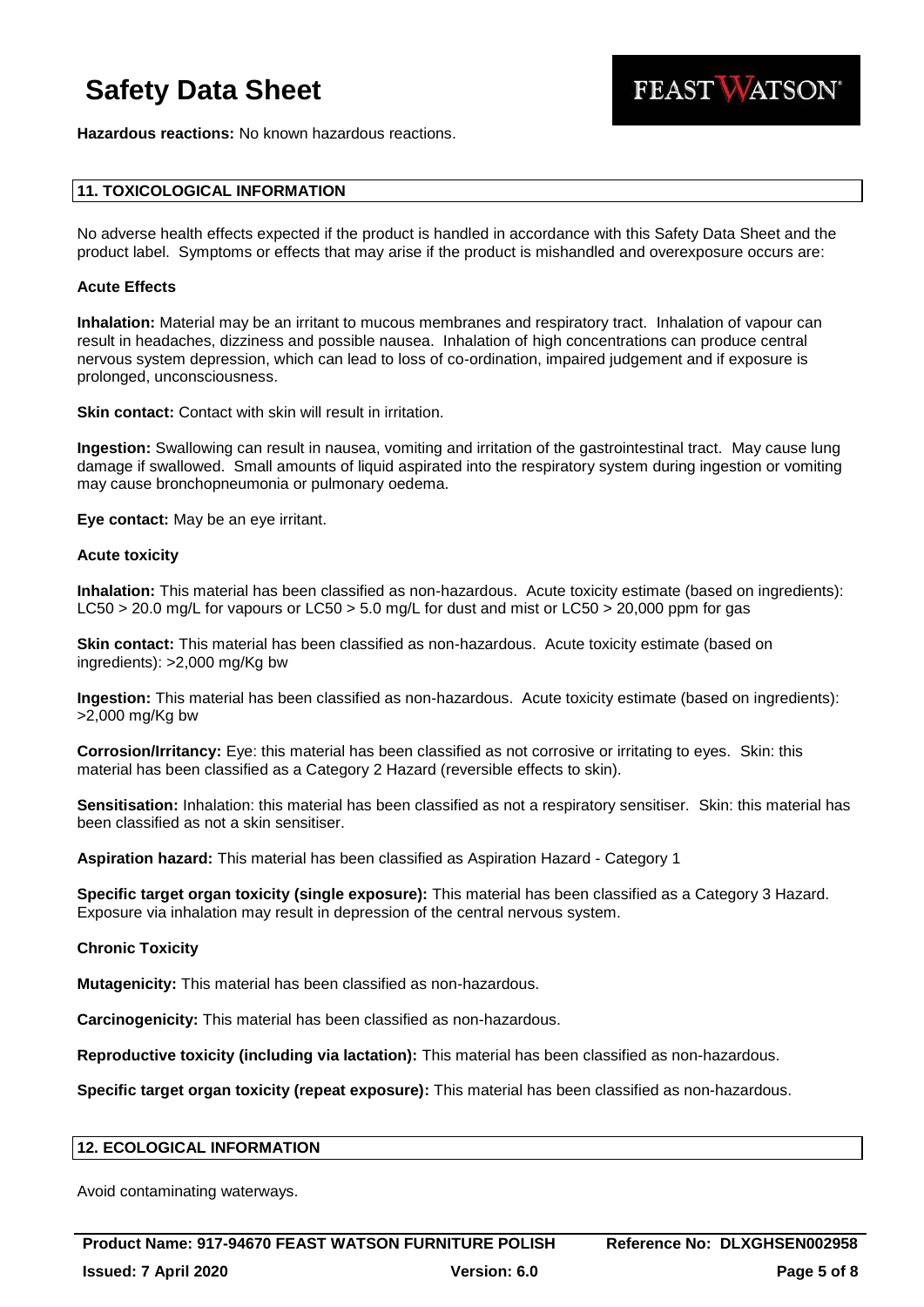**Hazardous reactions:** No known hazardous reactions.

## 11. TOXICOLOGICAL INFORMATION

No adverse health effects expected if the product is handled in accordance with this Safety Data Sheet and the product label. Symptoms or effects that may arise if the product is mishandled and overexposure occurs are:

### Acute Effects

**Inhalation:** Material may be an irritant to mucous membranes and respiratory tract. Inhalation of vapour can result in headaches, dizziness and possible nausea. Inhalation of high concentrations can produce central nervous system depression, which can lead to loss of co-ordination, impaired judgement and if exposure is prolonged, unconsciousness.

**Skin contact:** Contact with skin will result in irritation.

**Ingestion:** Swallowing can result in nausea, vomiting and irritation of the gastrointestinal tract. May cause lung damage if swallowed. Small amounts of liquid aspirated into the respiratory system during ingestion or vomiting may cause bronchopneumonia or pulmonary oedema.

**Eye contact:** May be an eye irritant.

### Acute toxicity

**Inhalation:** This material has been classified as non-hazardous. Acute toxicity estimate (based on ingredients): $LC_{50}$ > 20.0 mg/L for vapours or $LC_{50}$ > 5.0 mg/L for dust and mist or $LC_{50}$ > 20,000 ppm for gas

**Skin contact:** This material has been classified as non-hazardous. Acute toxicity estimate (based on ingredients): >2,000 mg/Kg bw

**Ingestion:** This material has been classified as non-hazardous. Acute toxicity estimate (based on ingredients): >2,000 mg/Kg bw

**Corrosion/Irritancy:** Eye: this material has been classified as not corrosive or irritating to eyes. Skin: this material has been classified as a Category 2 Hazard (reversible effects to skin).

**Sensitisation:** Inhalation: this material has been classified as not a respiratory sensitiser. Skin: this material has been classified as not a skin sensitiser.

**Aspiration hazard:** This material has been classified as Aspiration Hazard - Category 1

**Specific target organ toxicity (single exposure):** This material has been classified as a Category 3 Hazard. Exposure via inhalation may result in depression of the central nervous system.

### Chronic Toxicity

**Mutagenicity:** This material has been classified as non-hazardous.

**Carcinogenicity:** This material has been classified as non-hazardous.

**Reproductive toxicity (including via lactation):** This material has been classified as non-hazardous.

**Specific target organ toxicity (repeat exposure):** This material has been classified as non-hazardous.

## 12. ECOLOGICAL INFORMATION

Avoid contaminating waterways.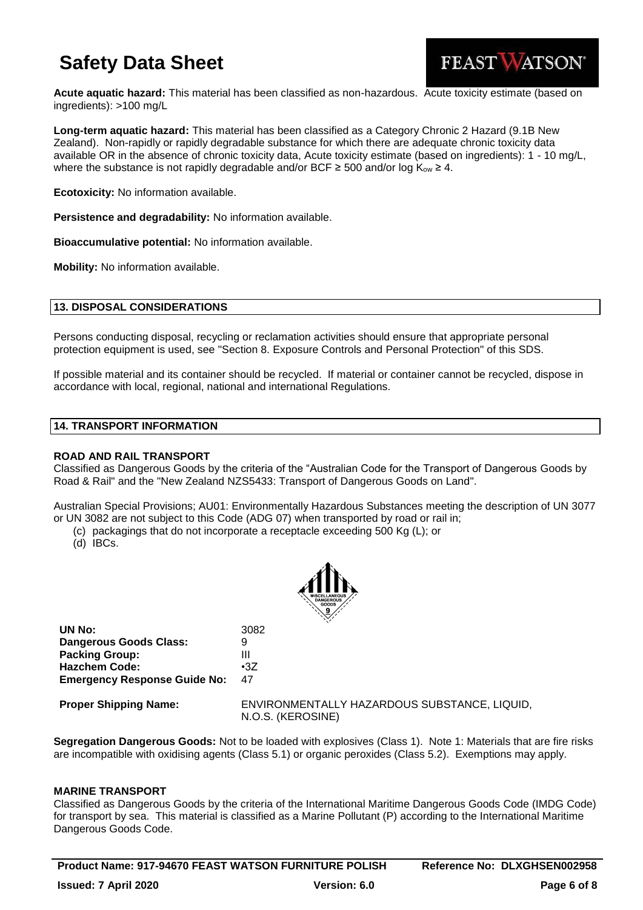**Acute aquatic hazard:** This material has been classified as non-hazardous. Acute toxicity estimate (based on ingredients): >100 mg/L

**Long-term aquatic hazard:** This material has been classified as a Category Chronic 2 Hazard (9.1B New Zealand). Non-rapidly or rapidly degradable substance for which there are adequate chronic toxicity data available OR in the absence of chronic toxicity data, Acute toxicity estimate (based on ingredients): 1 - 10 mg/L, where the substance is not rapidly degradable and/or BCF ≥ 500 and/or log $K_{ow}$ ≥ 4.

**Ecotoxicity:** No information available.

**Persistence and degradability:** No information available.

**Bioaccumulative potential:** No information available.

**Mobility:** No information available.

## 13. DISPOSAL CONSIDERATIONS

Persons conducting disposal, recycling or reclamation activities should ensure that appropriate personal protection equipment is used, see "Section 8. Exposure Controls and Personal Protection" of this SDS.

If possible material and its container should be recycled. If material or container cannot be recycled, dispose in accordance with local, regional, national and international Regulations.

## 14. TRANSPORT INFORMATION

### ROAD AND RAIL TRANSPORT

Classified as Dangerous Goods by the criteria of the "Australian Code for the Transport of Dangerous Goods by Road & Rail" and the "New Zealand NZS5433: Transport of Dangerous Goods on Land".

Australian Special Provisions; AU01: Environmentally Hazardous Substances meeting the description of UN 3077 or UN 3082 are not subject to this Code (ADG 07) when transported by road or rail in;

(c) packagings that do not incorporate a receptacle exceeding 500 Kg (L); or
(d) IBCs.

| | |
|---|---|
| **UN No:** | 3082 |
| **Dangerous Goods Class:** | 9 |
| **Packing Group:** | III |
| **Hazchem Code:** | •3Z |
| **Emergency Response Guide No:** | 47 |
| **Proper Shipping Name:** | ENVIRONMENTALLY HAZARDOUS SUBSTANCE, LIQUID, N.O.S. (KEROSINE) |

**Segregation Dangerous Goods:** Not to be loaded with explosives (Class 1). Note 1: Materials that are fire risks are incompatible with oxidising agents (Class 5.1) or organic peroxides (Class 5.2). Exemptions may apply.

### MARINE TRANSPORT

Classified as Dangerous Goods by the criteria of the International Maritime Dangerous Goods Code (IMDG Code) for transport by sea. This material is classified as a Marine Pollutant (P) according to the International Maritime Dangerous Goods Code.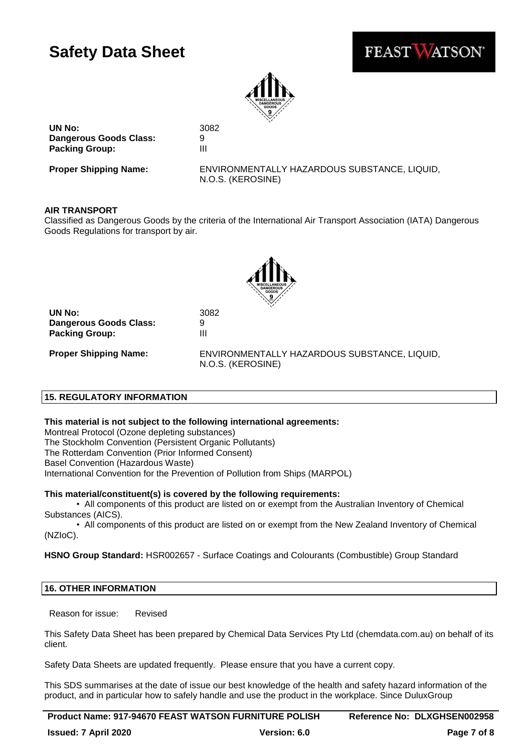| | |
|---|---|
| **UN No:** | 3082 |
| **Dangerous Goods Class:** | 9 |
| **Packing Group:** | III |
| **Proper Shipping Name:** | ENVIRONMENTALLY HAZARDOUS SUBSTANCE, LIQUID, N.O.S. (KEROSINE) |

**AIR TRANSPORT**

Classified as Dangerous Goods by the criteria of the International Air Transport Association (IATA) Dangerous Goods Regulations for transport by air.

| | |
|---|---|
| **UN No:** | 3082 |
| **Dangerous Goods Class:** | 9 |
| **Packing Group:** | III |
| **Proper Shipping Name:** | ENVIRONMENTALLY HAZARDOUS SUBSTANCE, LIQUID, N.O.S. (KEROSINE) |

## 15. REGULATORY INFORMATION

**This material is not subject to the following international agreements:**

Montreal Protocol (Ozone depleting substances)
The Stockholm Convention (Persistent Organic Pollutants)
The Rotterdam Convention (Prior Informed Consent)
Basel Convention (Hazardous Waste)
International Convention for the Prevention of Pollution from Ships (MARPOL)

**This material/constituent(s) is covered by the following requirements:**

- All components of this product are listed on or exempt from the Australian Inventory of Chemical Substances (AICS).
- All components of this product are listed on or exempt from the New Zealand Inventory of Chemical (NZIoC).

**HSNO Group Standard:** HSR002657 - Surface Coatings and Colourants (Combustible) Group Standard

## 16. OTHER INFORMATION

Reason for issue: Revised

This Safety Data Sheet has been prepared by Chemical Data Services Pty Ltd (chemdata.com.au) on behalf of its client.

Safety Data Sheets are updated frequently. Please ensure that you have a current copy.

This SDS summarises at the date of issue our best knowledge of the health and safety hazard information of the product, and in particular how to safely handle and use the product in the workplace. Since DuluxGroup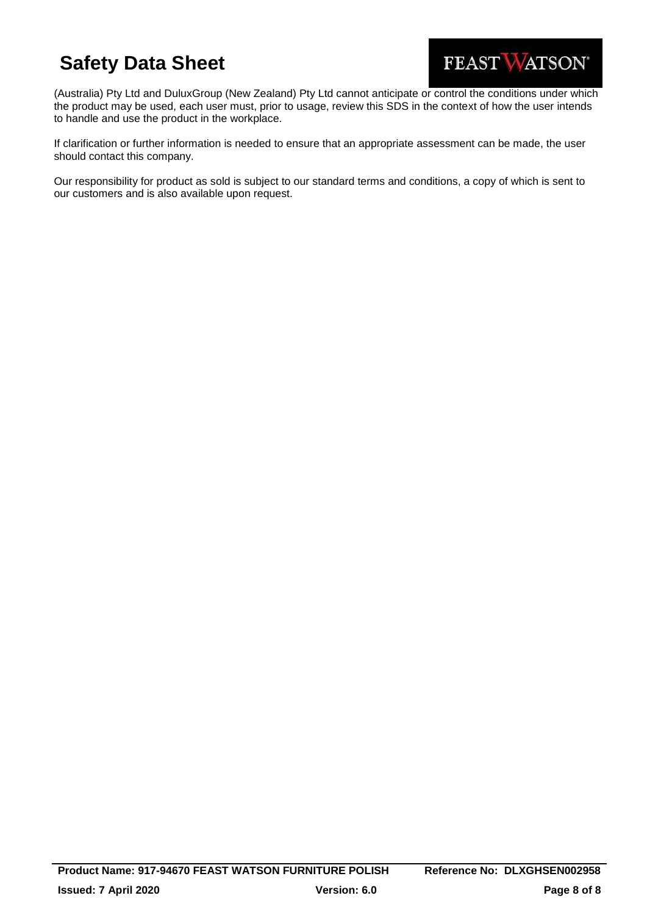(Australia) Pty Ltd and DuluxGroup (New Zealand) Pty Ltd cannot anticipate or control the conditions under which the product may be used, each user must, prior to usage, review this SDS in the context of how the user intends to handle and use the product in the workplace.

If clarification or further information is needed to ensure that an appropriate assessment can be made, the user should contact this company.

Our responsibility for product as sold is subject to our standard terms and conditions, a copy of which is sent to our customers and is also available upon request.